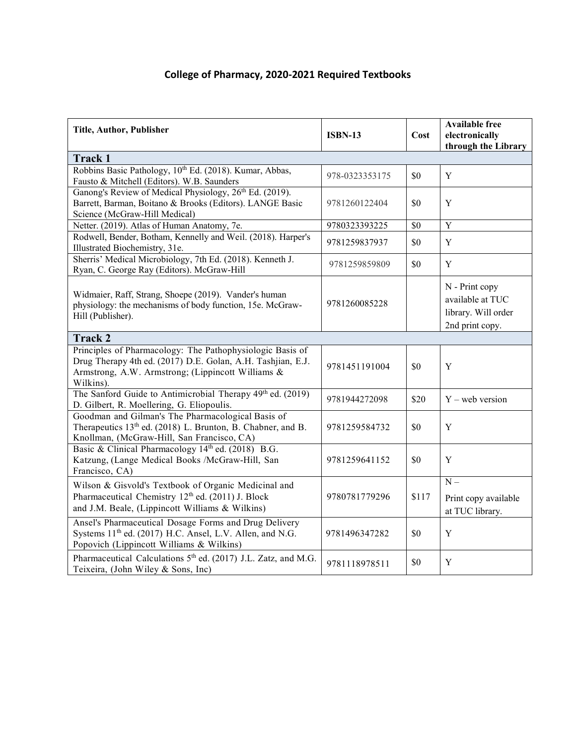# College of Pharmacy, 2020-2021 Required Textbooks

| Title, Author, Publisher | ISBN-13 | Cost | Available free electronically through the Library |
|---|---|---|---|
| **Track 1** | | | |
| Robbins Basic Pathology, 10th Ed. (2018). Kumar, Abbas, Fausto & Mitchell (Editors). W.B. Saunders | 978-0323353175 | $0 | Y |
| Ganong's Review of Medical Physiology, 26th Ed. (2019). Barrett, Barman, Boitano & Brooks (Editors). LANGE Basic Science (McGraw-Hill Medical) | 9781260122404 | $0 | Y |
| Netter. (2019). Atlas of Human Anatomy, 7e. | 9780323393225 | $0 | Y |
| Rodwell, Bender, Botham, Kennelly and Weil. (2018). Harper's Illustrated Biochemistry, 31e. | 9781259837937 | $0 | Y |
| Sherris' Medical Microbiology, 7th Ed. (2018). Kenneth J. Ryan, C. George Ray (Editors). McGraw-Hill | 9781259859809 | $0 | Y |
| Widmaier, Raff, Strang, Shoepe (2019). Vander's human physiology: the mechanisms of body function, 15e. McGraw-Hill (Publisher). | 9781260085228 | | N - Print copy available at TUC library. Will order 2nd print copy. |
| **Track 2** | | | |
| Principles of Pharmacology: The Pathophysiologic Basis of Drug Therapy 4th ed. (2017) D.E. Golan, A.H. Tashjian, E.J. Armstrong, A.W. Armstrong; (Lippincott Williams & Wilkins). | 9781451191004 | $0 | Y |
| The Sanford Guide to Antimicrobial Therapy 49th ed. (2019) D. Gilbert, R. Moellering, G. Eliopoulis. | 9781944272098 | $20 | Y – web version |
| Goodman and Gilman's The Pharmacological Basis of Therapeutics 13th ed. (2018) L. Brunton, B. Chabner, and B. Knollman, (McGraw-Hill, San Francisco, CA) | 9781259584732 | $0 | Y |
| Basic & Clinical Pharmacology 14th ed. (2018) B.G. Katzung, (Lange Medical Books /McGraw-Hill, San Francisco, CA) | 9781259641152 | $0 | Y |
| Wilson & Gisvold's Textbook of Organic Medicinal and Pharmaceutical Chemistry 12th ed. (2011) J. Block and J.M. Beale, (Lippincott Williams & Wilkins) | 9780781779296 | $117 | N – Print copy available at TUC library. |
| Ansel's Pharmaceutical Dosage Forms and Drug Delivery Systems 11th ed. (2017) H.C. Ansel, L.V. Allen, and N.G. Popovich (Lippincott Williams & Wilkins) | 9781496347282 | $0 | Y |
| Pharmaceutical Calculations 5th ed. (2017) J.L. Zatz, and M.G. Teixeira, (John Wiley & Sons, Inc) | 9781118978511 | $0 | Y |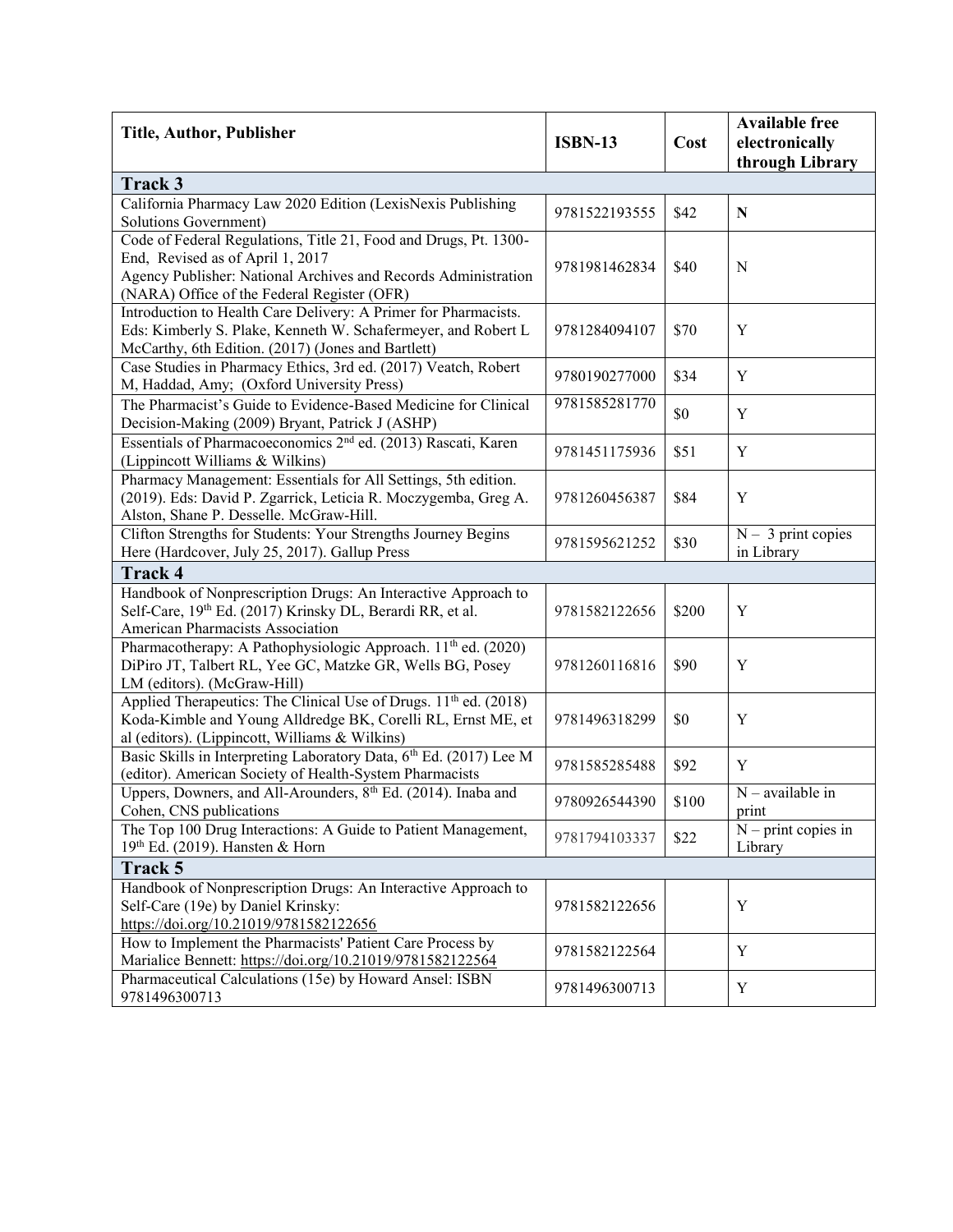| Title, Author, Publisher | ISBN-13 | Cost | Available free electronically through Library |
|---|---|---|---|
| **Track 3** | | | |
| California Pharmacy Law 2020 Edition (LexisNexis Publishing Solutions Government) | 9781522193555 | $42 | **N** |
| Code of Federal Regulations, Title 21, Food and Drugs, Pt. 1300-End, Revised as of April 1, 2017 Agency Publisher: National Archives and Records Administration (NARA) Office of the Federal Register (OFR) | 9781981462834 | $40 | N |
| Introduction to Health Care Delivery: A Primer for Pharmacists. Eds: Kimberly S. Plake, Kenneth W. Schafermeyer, and Robert L McCarthy, 6th Edition. (2017) (Jones and Bartlett) | 9781284094107 | $70 | Y |
| Case Studies in Pharmacy Ethics, 3rd ed. (2017) Veatch, Robert M, Haddad, Amy; (Oxford University Press) | 9780190277000 | $34 | Y |
| The Pharmacist's Guide to Evidence-Based Medicine for Clinical Decision-Making (2009) Bryant, Patrick J (ASHP) | 9781585281770 | $0 | Y |
| Essentials of Pharmacoeconomics 2nd ed. (2013) Rascati, Karen (Lippincott Williams & Wilkins) | 9781451175936 | $51 | Y |
| Pharmacy Management: Essentials for All Settings, 5th edition. (2019). Eds: David P. Zgarrick, Leticia R. Moczygemba, Greg A. Alston, Shane P. Desselle. McGraw-Hill. | 9781260456387 | $84 | Y |
| Clifton Strengths for Students: Your Strengths Journey Begins Here (Hardcover, July 25, 2017). Gallup Press | 9781595621252 | $30 | N – 3 print copies in Library |
| **Track 4** | | | |
| Handbook of Nonprescription Drugs: An Interactive Approach to Self-Care, 19th Ed. (2017) Krinsky DL, Berardi RR, et al. American Pharmacists Association | 9781582122656 | $200 | Y |
| Pharmacotherapy: A Pathophysiologic Approach. 11th ed. (2020) DiPiro JT, Talbert RL, Yee GC, Matzke GR, Wells BG, Posey LM (editors). (McGraw-Hill) | 9781260116816 | $90 | Y |
| Applied Therapeutics: The Clinical Use of Drugs. 11th ed. (2018) Koda-Kimble and Young Alldredge BK, Corelli RL, Ernst ME, et al (editors). (Lippincott, Williams & Wilkins) | 9781496318299 | $0 | Y |
| Basic Skills in Interpreting Laboratory Data, 6th Ed. (2017) Lee M (editor). American Society of Health-System Pharmacists | 9781585285488 | $92 | Y |
| Uppers, Downers, and All-Arounders, 8th Ed. (2014). Inaba and Cohen, CNS publications | 9780926544390 | $100 | N – available in print |
| The Top 100 Drug Interactions: A Guide to Patient Management, 19th Ed. (2019). Hansten & Horn | 9781794103337 | $22 | N – print copies in Library |
| **Track 5** | | | |
| Handbook of Nonprescription Drugs: An Interactive Approach to Self-Care (19e) by Daniel Krinsky: https://doi.org/10.21019/9781582122656 | 9781582122656 | | Y |
| How to Implement the Pharmacists' Patient Care Process by Marialice Bennett: https://doi.org/10.21019/9781582122564 | 9781582122564 | | Y |
| Pharmaceutical Calculations (15e) by Howard Ansel: ISBN 9781496300713 | 9781496300713 | | Y |